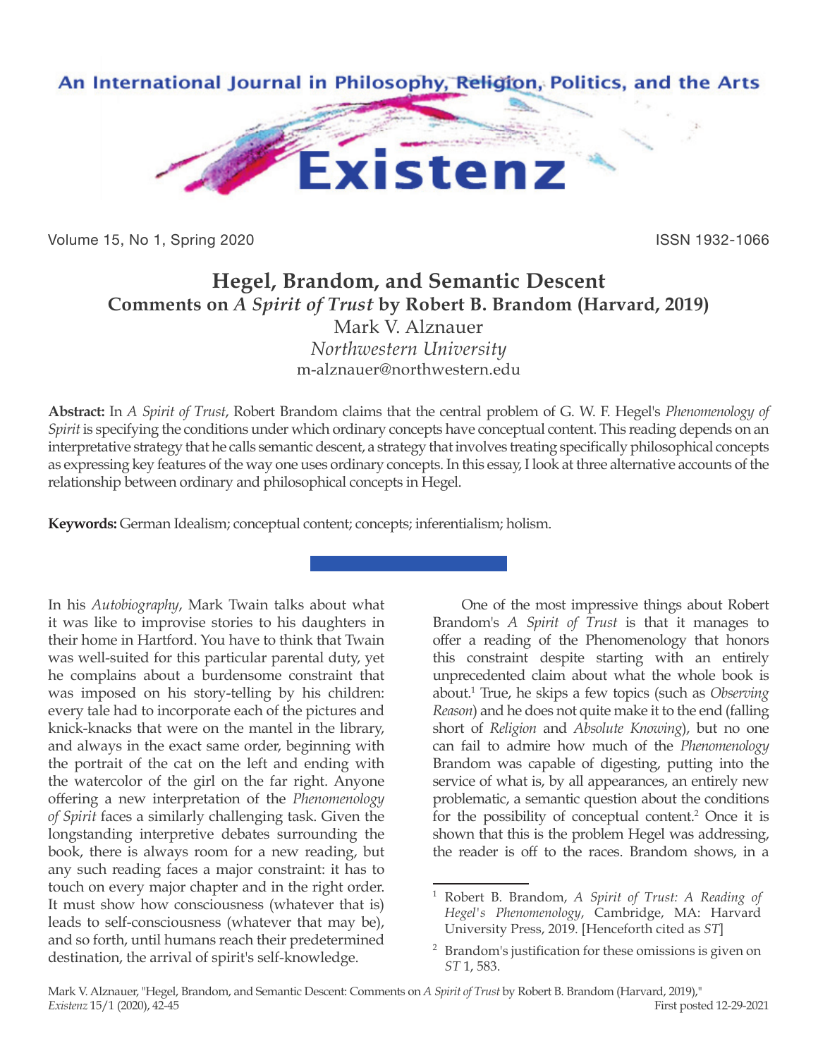# Hegel, Brandom, and Semantic Descent

## Comments on *A Spirit of Trust* by Robert B. Brandom (Harvard, 2019)

Mark V. Alznauer
*Northwestern University*
m-alznauer@northwestern.edu

**Abstract:** In *A Spirit of Trust*, Robert Brandom claims that the central problem of G. W. F. Hegel's *Phenomenology of Spirit* is specifying the conditions under which ordinary concepts have conceptual content. This reading depends on an interpretative strategy that he calls semantic descent, a strategy that involves treating specifically philosophical concepts as expressing key features of the way one uses ordinary concepts. In this essay, I look at three alternative accounts of the relationship between ordinary and philosophical concepts in Hegel.

**Keywords:** German Idealism; conceptual content; concepts; inferentialism; holism.

In his *Autobiography*, Mark Twain talks about what it was like to improvise stories to his daughters in their home in Hartford. You have to think that Twain was well-suited for this particular parental duty, yet he complains about a burdensome constraint that was imposed on his story-telling by his children: every tale had to incorporate each of the pictures and knick-knacks that were on the mantel in the library, and always in the exact same order, beginning with the portrait of the cat on the left and ending with the watercolor of the girl on the far right. Anyone offering a new interpretation of the *Phenomenology of Spirit* faces a similarly challenging task. Given the longstanding interpretive debates surrounding the book, there is always room for a new reading, but any such reading faces a major constraint: it has to touch on every major chapter and in the right order. It must show how consciousness (whatever that is) leads to self-consciousness (whatever that may be), and so forth, until humans reach their predetermined destination, the arrival of spirit's self-knowledge.

One of the most impressive things about Robert Brandom's *A Spirit of Trust* is that it manages to offer a reading of the Phenomenology that honors this constraint despite starting with an entirely unprecedented claim about what the whole book is about.[1] True, he skips a few topics (such as *Observing Reason*) and he does not quite make it to the end (falling short of *Religion* and *Absolute Knowing*), but no one can fail to admire how much of the *Phenomenology* Brandom was capable of digesting, putting into the service of what is, by all appearances, an entirely new problematic, a semantic question about the conditions for the possibility of conceptual content.[2] Once it is shown that this is the problem Hegel was addressing, the reader is off to the races. Brandom shows, in a

---

[1] Robert B. Brandom, *A Spirit of Trust: A Reading of Hegel's Phenomenology*, Cambridge, MA: Harvard University Press, 2019. [Henceforth cited as *ST*]

[2] Brandom's justification for these omissions is given on *ST* 1, 583.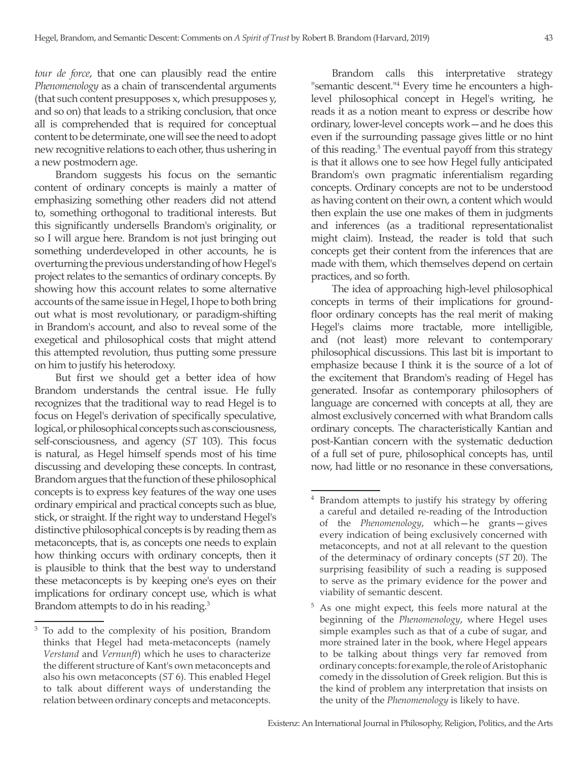*tour de force*, that one can plausibly read the entire *Phenomenology* as a chain of transcendental arguments (that such content presupposes x, which presupposes y, and so on) that leads to a striking conclusion, that once all is comprehended that is required for conceptual content to be determinate, one will see the need to adopt new recognitive relations to each other, thus ushering in a new postmodern age.

Brandom suggests his focus on the semantic content of ordinary concepts is mainly a matter of emphasizing something other readers did not attend to, something orthogonal to traditional interests. But this significantly undersells Brandom's originality, or so I will argue here. Brandom is not just bringing out something underdeveloped in other accounts, he is overturning the previous understanding of how Hegel's project relates to the semantics of ordinary concepts. By showing how this account relates to some alternative accounts of the same issue in Hegel, I hope to both bring out what is most revolutionary, or paradigm-shifting in Brandom's account, and also to reveal some of the exegetical and philosophical costs that might attend this attempted revolution, thus putting some pressure on him to justify his heterodoxy.

But first we should get a better idea of how Brandom understands the central issue. He fully recognizes that the traditional way to read Hegel is to focus on Hegel's derivation of specifically speculative, logical, or philosophical concepts such as consciousness, self-consciousness, and agency (*ST* 103). This focus is natural, as Hegel himself spends most of his time discussing and developing these concepts. In contrast, Brandom argues that the function of these philosophical concepts is to express key features of the way one uses ordinary empirical and practical concepts such as blue, stick, or straight. If the right way to understand Hegel's distinctive philosophical concepts is by reading them as metaconcepts, that is, as concepts one needs to explain how thinking occurs with ordinary concepts, then it is plausible to think that the best way to understand these metaconcepts is by keeping one's eyes on their implications for ordinary concept use, which is what Brandom attempts to do in his reading.[3]

Brandom calls this interpretative strategy "semantic descent."[4] Every time he encounters a high-level philosophical concept in Hegel's writing, he reads it as a notion meant to express or describe how ordinary, lower-level concepts work—and he does this even if the surrounding passage gives little or no hint of this reading.[5] The eventual payoff from this strategy is that it allows one to see how Hegel fully anticipated Brandom's own pragmatic inferentialism regarding concepts. Ordinary concepts are not to be understood as having content on their own, a content which would then explain the use one makes of them in judgments and inferences (as a traditional representationalist might claim). Instead, the reader is told that such concepts get their content from the inferences that are made with them, which themselves depend on certain practices, and so forth.

The idea of approaching high-level philosophical concepts in terms of their implications for ground-floor ordinary concepts has the real merit of making Hegel's claims more tractable, more intelligible, and (not least) more relevant to contemporary philosophical discussions. This last bit is important to emphasize because I think it is the source of a lot of the excitement that Brandom's reading of Hegel has generated. Insofar as contemporary philosophers of language are concerned with concepts at all, they are almost exclusively concerned with what Brandom calls ordinary concepts. The characteristically Kantian and post-Kantian concern with the systematic deduction of a full set of pure, philosophical concepts has, until now, had little or no resonance in these conversations,

---

[3] To add to the complexity of his position, Brandom thinks that Hegel had meta-metaconcepts (namely *Verstand* and *Vernunft*) which he uses to characterize the different structure of Kant's own metaconcepts and also his own metaconcepts (*ST* 6). This enabled Hegel to talk about different ways of understanding the relation between ordinary concepts and metaconcepts.

[4] Brandom attempts to justify his strategy by offering a careful and detailed re-reading of the Introduction of the *Phenomenology*, which—he grants—gives every indication of being exclusively concerned with metaconcepts, and not at all relevant to the question of the determinacy of ordinary concepts (*ST* 20). The surprising feasibility of such a reading is supposed to serve as the primary evidence for the power and viability of semantic descent.

[5] As one might expect, this feels more natural at the beginning of the *Phenomenology*, where Hegel uses simple examples such as that of a cube of sugar, and more strained later in the book, where Hegel appears to be talking about things very far removed from ordinary concepts: for example, the role of Aristophanic comedy in the dissolution of Greek religion. But this is the kind of problem any interpretation that insists on the unity of the *Phenomenology* is likely to have.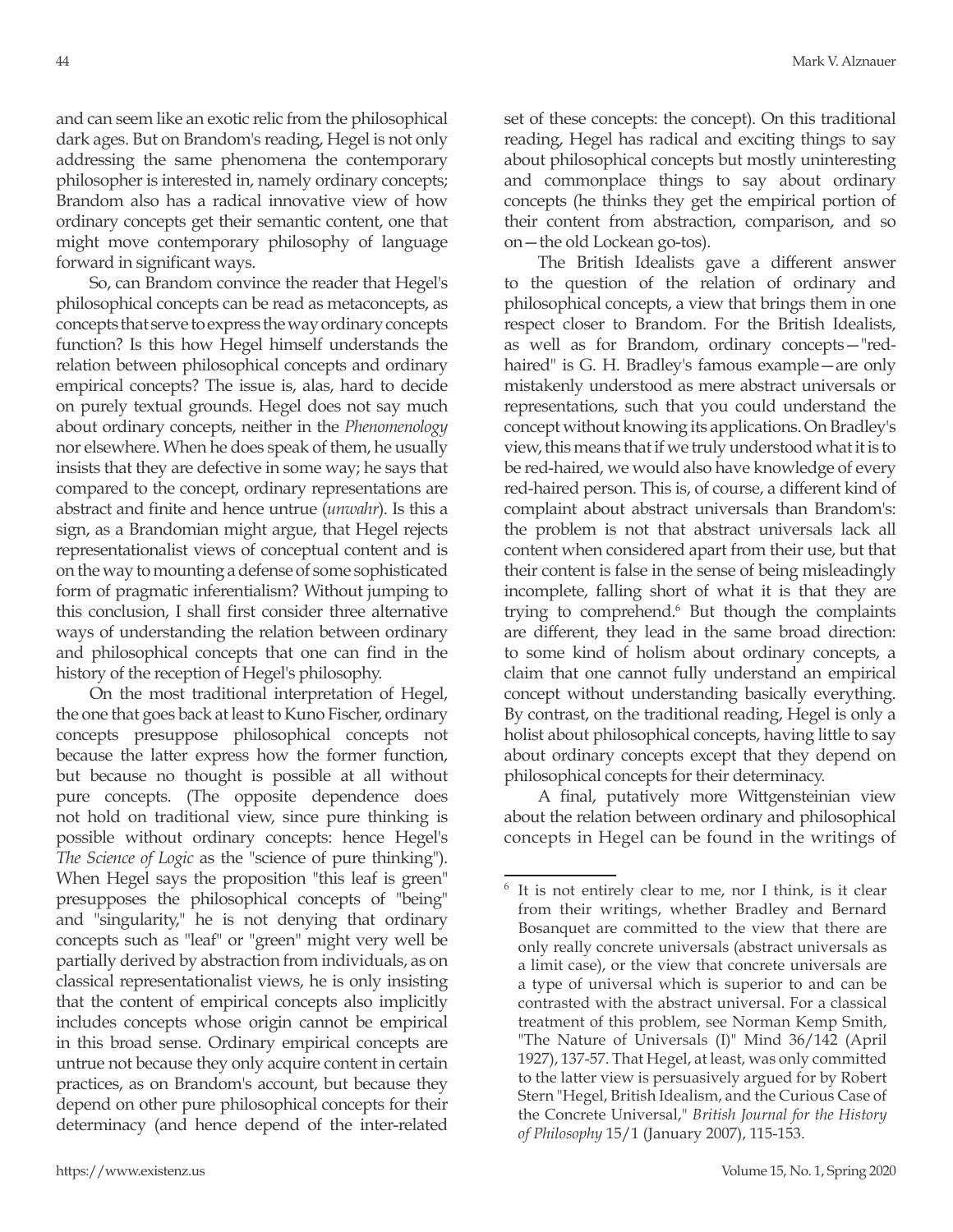and can seem like an exotic relic from the philosophical dark ages. But on Brandom's reading, Hegel is not only addressing the same phenomena the contemporary philosopher is interested in, namely ordinary concepts; Brandom also has a radical innovative view of how ordinary concepts get their semantic content, one that might move contemporary philosophy of language forward in significant ways.

So, can Brandom convince the reader that Hegel's philosophical concepts can be read as metaconcepts, as concepts that serve to express the way ordinary concepts function? Is this how Hegel himself understands the relation between philosophical concepts and ordinary empirical concepts? The issue is, alas, hard to decide on purely textual grounds. Hegel does not say much about ordinary concepts, neither in the *Phenomenology* nor elsewhere. When he does speak of them, he usually insists that they are defective in some way; he says that compared to the concept, ordinary representations are abstract and finite and hence untrue (*unwahr*). Is this a sign, as a Brandomian might argue, that Hegel rejects representationalist views of conceptual content and is on the way to mounting a defense of some sophisticated form of pragmatic inferentialism? Without jumping to this conclusion, I shall first consider three alternative ways of understanding the relation between ordinary and philosophical concepts that one can find in the history of the reception of Hegel's philosophy.

On the most traditional interpretation of Hegel, the one that goes back at least to Kuno Fischer, ordinary concepts presuppose philosophical concepts not because the latter express how the former function, but because no thought is possible at all without pure concepts. (The opposite dependence does not hold on traditional view, since pure thinking is possible without ordinary concepts: hence Hegel's *The Science of Logic* as the "science of pure thinking"). When Hegel says the proposition "this leaf is green" presupposes the philosophical concepts of "being" and "singularity," he is not denying that ordinary concepts such as "leaf" or "green" might very well be partially derived by abstraction from individuals, as on classical representationalist views, he is only insisting that the content of empirical concepts also implicitly includes concepts whose origin cannot be empirical in this broad sense. Ordinary empirical concepts are untrue not because they only acquire content in certain practices, as on Brandom's account, but because they depend on other pure philosophical concepts for their determinacy (and hence depend of the inter-related set of these concepts: the concept). On this traditional reading, Hegel has radical and exciting things to say about philosophical concepts but mostly uninteresting and commonplace things to say about ordinary concepts (he thinks they get the empirical portion of their content from abstraction, comparison, and so on—the old Lockean go-tos).

The British Idealists gave a different answer to the question of the relation of ordinary and philosophical concepts, a view that brings them in one respect closer to Brandom. For the British Idealists, as well as for Brandom, ordinary concepts—"red-haired" is G. H. Bradley's famous example—are only mistakenly understood as mere abstract universals or representations, such that you could understand the concept without knowing its applications. On Bradley's view, this means that if we truly understood what it is to be red-haired, we would also have knowledge of every red-haired person. This is, of course, a different kind of complaint about abstract universals than Brandom's: the problem is not that abstract universals lack all content when considered apart from their use, but that their content is false in the sense of being misleadingly incomplete, falling short of what it is that they are trying to comprehend.[6] But though the complaints are different, they lead in the same broad direction: to some kind of holism about ordinary concepts, a claim that one cannot fully understand an empirical concept without understanding basically everything. By contrast, on the traditional reading, Hegel is only a holist about philosophical concepts, having little to say about ordinary concepts except that they depend on philosophical concepts for their determinacy.

A final, putatively more Wittgensteinian view about the relation between ordinary and philosophical concepts in Hegel can be found in the writings of

---

[6] It is not entirely clear to me, nor I think, is it clear from their writings, whether Bradley and Bernard Bosanquet are committed to the view that there are only really concrete universals (abstract universals as a limit case), or the view that concrete universals are a type of universal which is superior to and can be contrasted with the abstract universal. For a classical treatment of this problem, see Norman Kemp Smith, "The Nature of Universals (I)" Mind 36/142 (April 1927), 137-57. That Hegel, at least, was only committed to the latter view is persuasively argued for by Robert Stern "Hegel, British Idealism, and the Curious Case of the Concrete Universal," *British Journal for the History of Philosophy* 15/1 (January 2007), 115-153.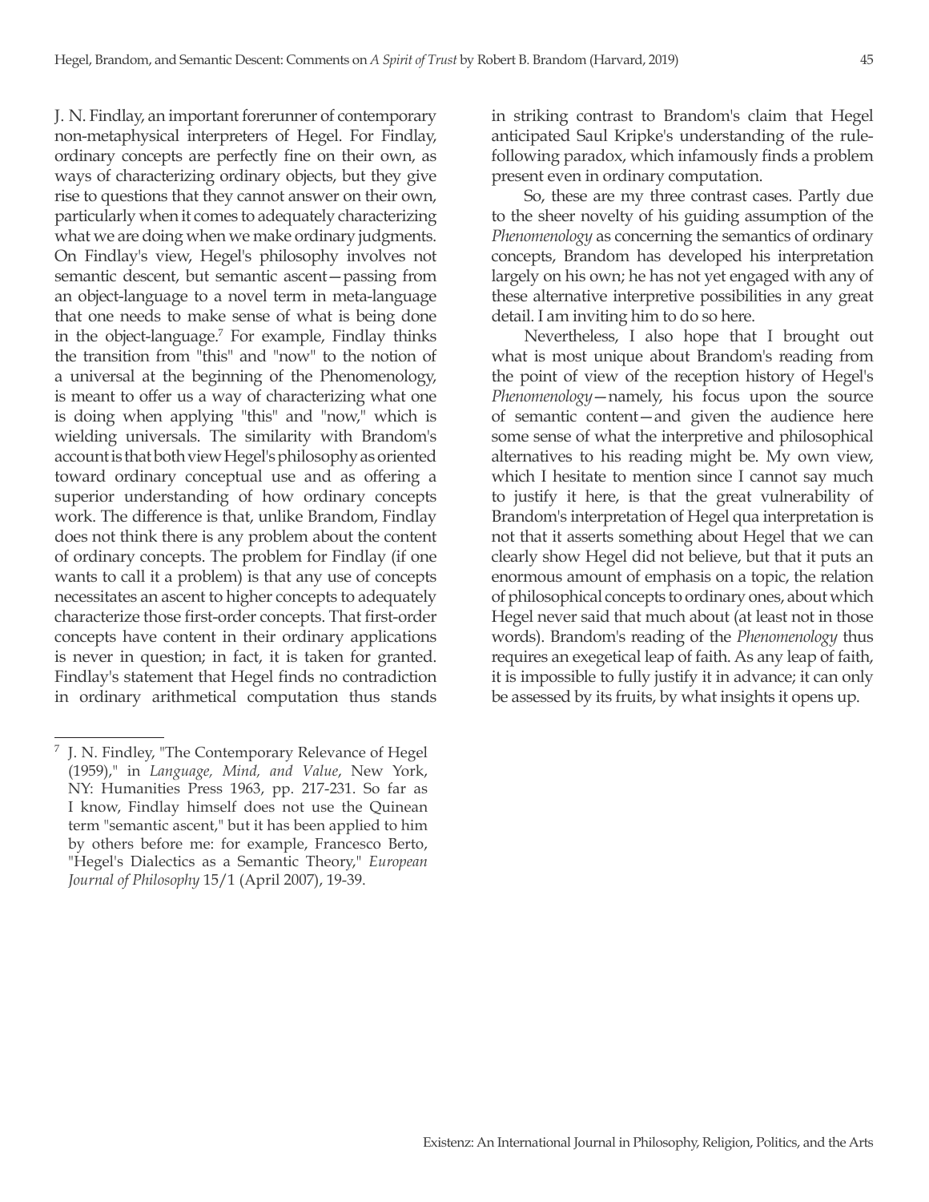J. N. Findlay, an important forerunner of contemporary non-metaphysical interpreters of Hegel. For Findlay, ordinary concepts are perfectly fine on their own, as ways of characterizing ordinary objects, but they give rise to questions that they cannot answer on their own, particularly when it comes to adequately characterizing what we are doing when we make ordinary judgments. On Findlay's view, Hegel's philosophy involves not semantic descent, but semantic ascent—passing from an object-language to a novel term in meta-language that one needs to make sense of what is being done in the object-language.[7] For example, Findlay thinks the transition from "this" and "now" to the notion of a universal at the beginning of the Phenomenology, is meant to offer us a way of characterizing what one is doing when applying "this" and "now," which is wielding universals. The similarity with Brandom's account is that both view Hegel's philosophy as oriented toward ordinary conceptual use and as offering a superior understanding of how ordinary concepts work. The difference is that, unlike Brandom, Findlay does not think there is any problem about the content of ordinary concepts. The problem for Findlay (if one wants to call it a problem) is that any use of concepts necessitates an ascent to higher concepts to adequately characterize those first-order concepts. That first-order concepts have content in their ordinary applications is never in question; in fact, it is taken for granted. Findlay's statement that Hegel finds no contradiction in ordinary arithmetical computation thus stands in striking contrast to Brandom's claim that Hegel anticipated Saul Kripke's understanding of the rule-following paradox, which infamously finds a problem present even in ordinary computation.

So, these are my three contrast cases. Partly due to the sheer novelty of his guiding assumption of the *Phenomenology* as concerning the semantics of ordinary concepts, Brandom has developed his interpretation largely on his own; he has not yet engaged with any of these alternative interpretive possibilities in any great detail. I am inviting him to do so here.

Nevertheless, I also hope that I brought out what is most unique about Brandom's reading from the point of view of the reception history of Hegel's *Phenomenology*—namely, his focus upon the source of semantic content—and given the audience here some sense of what the interpretive and philosophical alternatives to his reading might be. My own view, which I hesitate to mention since I cannot say much to justify it here, is that the great vulnerability of Brandom's interpretation of Hegel qua interpretation is not that it asserts something about Hegel that we can clearly show Hegel did not believe, but that it puts an enormous amount of emphasis on a topic, the relation of philosophical concepts to ordinary ones, about which Hegel never said that much about (at least not in those words). Brandom's reading of the *Phenomenology* thus requires an exegetical leap of faith. As any leap of faith, it is impossible to fully justify it in advance; it can only be assessed by its fruits, by what insights it opens up.

---

[7] J. N. Findley, "The Contemporary Relevance of Hegel (1959)," in *Language, Mind, and Value*, New York, NY: Humanities Press 1963, pp. 217-231. So far as I know, Findlay himself does not use the Quinean term "semantic ascent," but it has been applied to him by others before me: for example, Francesco Berto, "Hegel's Dialectics as a Semantic Theory," *European Journal of Philosophy* 15/1 (April 2007), 19-39.